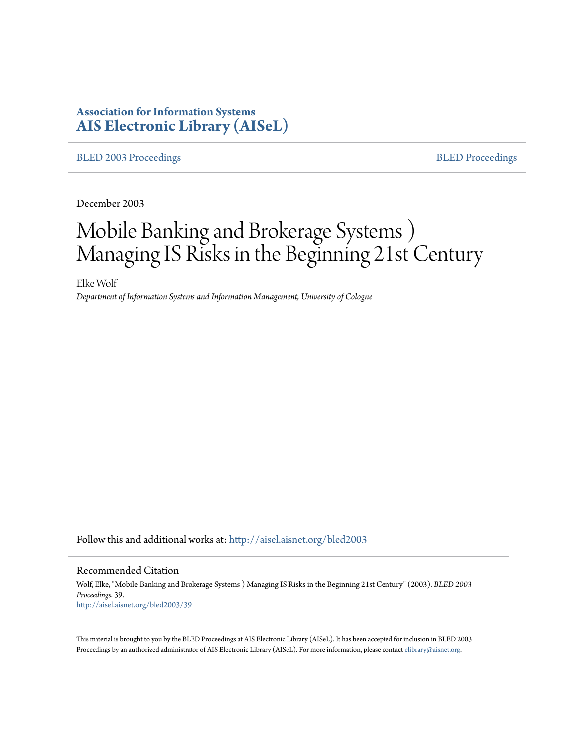**Association for Information Systems**
**AIS Electronic Library (AISeL)**

BLED 2003 Proceedings | BLED Proceedings

December 2003

# Mobile Banking and Brokerage Systems ) Managing IS Risks in the Beginning 21st Century

Elke Wolf

*Department of Information Systems and Information Management, University of Cologne*

Follow this and additional works at: http://aisel.aisnet.org/bled2003

## Recommended Citation

Wolf, Elke, "Mobile Banking and Brokerage Systems ) Managing IS Risks in the Beginning 21st Century" (2003). *BLED 2003 Proceedings*. 39.
http://aisel.aisnet.org/bled2003/39

This material is brought to you by the BLED Proceedings at AIS Electronic Library (AISeL). It has been accepted for inclusion in BLED 2003 Proceedings by an authorized administrator of AIS Electronic Library (AISeL). For more information, please contact elibrary@aisnet.org.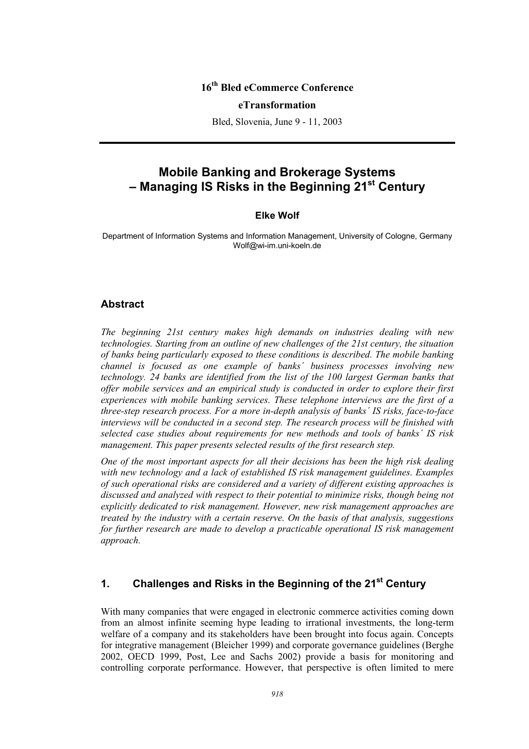16th Bled eCommerce Conference

eTransformation

Bled, Slovenia, June 9 - 11, 2003

# Mobile Banking and Brokerage Systems – Managing IS Risks in the Beginning 21st Century

**Elke Wolf**

Department of Information Systems and Information Management, University of Cologne, Germany
Wolf@wi-im.uni-koeln.de

## Abstract

*The beginning 21st century makes high demands on industries dealing with new technologies. Starting from an outline of new challenges of the 21st century, the situation of banks being particularly exposed to these conditions is described. The mobile banking channel is focused as one example of banks´ business processes involving new technology. 24 banks are identified from the list of the 100 largest German banks that offer mobile services and an empirical study is conducted in order to explore their first experiences with mobile banking services. These telephone interviews are the first of a three-step research process. For a more in-depth analysis of banks´ IS risks, face-to-face interviews will be conducted in a second step. The research process will be finished with selected case studies about requirements for new methods and tools of banks´ IS risk management. This paper presents selected results of the first research step.*

*One of the most important aspects for all their decisions has been the high risk dealing with new technology and a lack of established IS risk management guidelines. Examples of such operational risks are considered and a variety of different existing approaches is discussed and analyzed with respect to their potential to minimize risks, though being not explicitly dedicated to risk management. However, new risk management approaches are treated by the industry with a certain reserve. On the basis of that analysis, suggestions for further research are made to develop a practicable operational IS risk management approach.*

## 1. Challenges and Risks in the Beginning of the 21st Century

With many companies that were engaged in electronic commerce activities coming down from an almost infinite seeming hype leading to irrational investments, the long-term welfare of a company and its stakeholders have been brought into focus again. Concepts for integrative management (Bleicher 1999) and corporate governance guidelines (Berghe 2002, OECD 1999, Post, Lee and Sachs 2002) provide a basis for monitoring and controlling corporate performance. However, that perspective is often limited to mere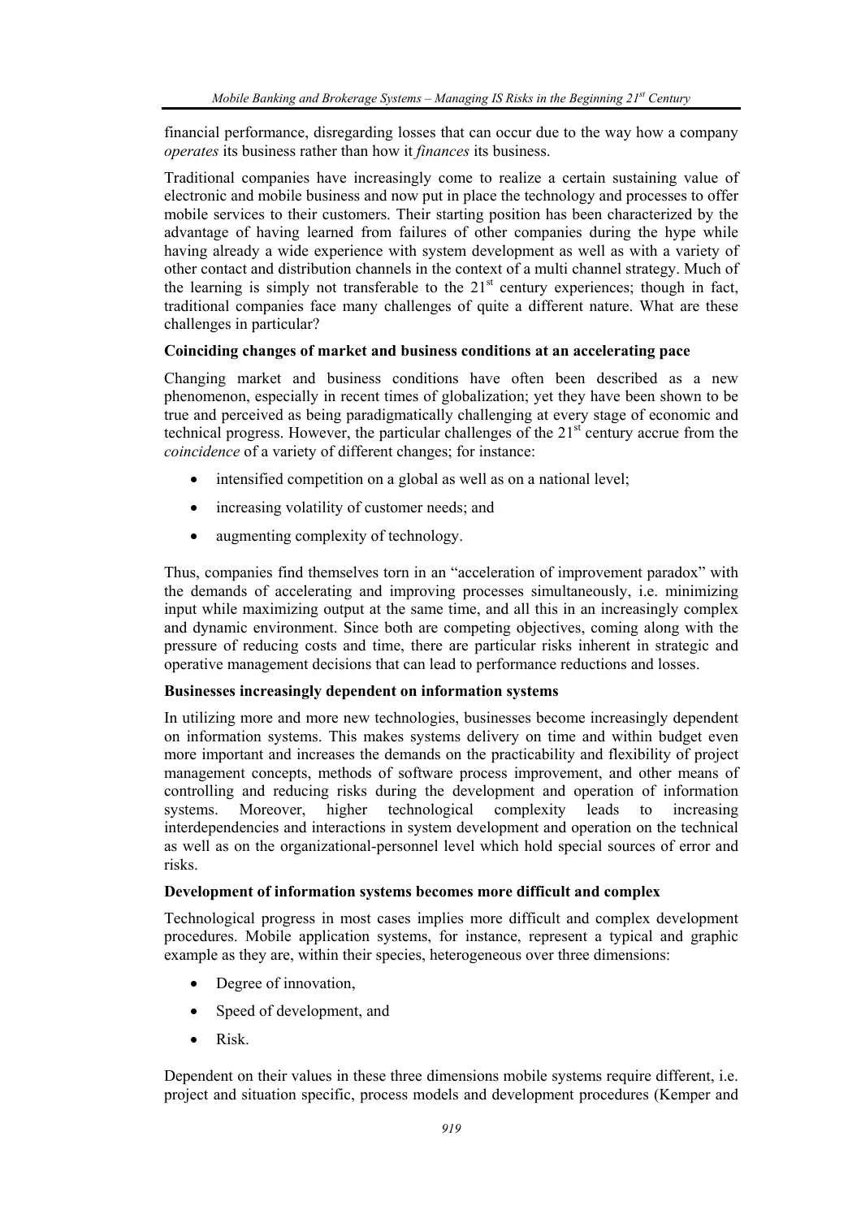financial performance, disregarding losses that can occur due to the way how a company *operates* its business rather than how it *finances* its business.

Traditional companies have increasingly come to realize a certain sustaining value of electronic and mobile business and now put in place the technology and processes to offer mobile services to their customers. Their starting position has been characterized by the advantage of having learned from failures of other companies during the hype while having already a wide experience with system development as well as with a variety of other contact and distribution channels in the context of a multi channel strategy. Much of the learning is simply not transferable to the 21st century experiences; though in fact, traditional companies face many challenges of quite a different nature. What are these challenges in particular?

**Coinciding changes of market and business conditions at an accelerating pace**

Changing market and business conditions have often been described as a new phenomenon, especially in recent times of globalization; yet they have been shown to be true and perceived as being paradigmatically challenging at every stage of economic and technical progress. However, the particular challenges of the 21st century accrue from the *coincidence* of a variety of different changes; for instance:

- intensified competition on a global as well as on a national level;
- increasing volatility of customer needs; and
- augmenting complexity of technology.

Thus, companies find themselves torn in an "acceleration of improvement paradox" with the demands of accelerating and improving processes simultaneously, i.e. minimizing input while maximizing output at the same time, and all this in an increasingly complex and dynamic environment. Since both are competing objectives, coming along with the pressure of reducing costs and time, there are particular risks inherent in strategic and operative management decisions that can lead to performance reductions and losses.

**Businesses increasingly dependent on information systems**

In utilizing more and more new technologies, businesses become increasingly dependent on information systems. This makes systems delivery on time and within budget even more important and increases the demands on the practicability and flexibility of project management concepts, methods of software process improvement, and other means of controlling and reducing risks during the development and operation of information systems. Moreover, higher technological complexity leads to increasing interdependencies and interactions in system development and operation on the technical as well as on the organizational-personnel level which hold special sources of error and risks.

**Development of information systems becomes more difficult and complex**

Technological progress in most cases implies more difficult and complex development procedures. Mobile application systems, for instance, represent a typical and graphic example as they are, within their species, heterogeneous over three dimensions:

- Degree of innovation,
- Speed of development, and
- Risk.

Dependent on their values in these three dimensions mobile systems require different, i.e. project and situation specific, process models and development procedures (Kemper and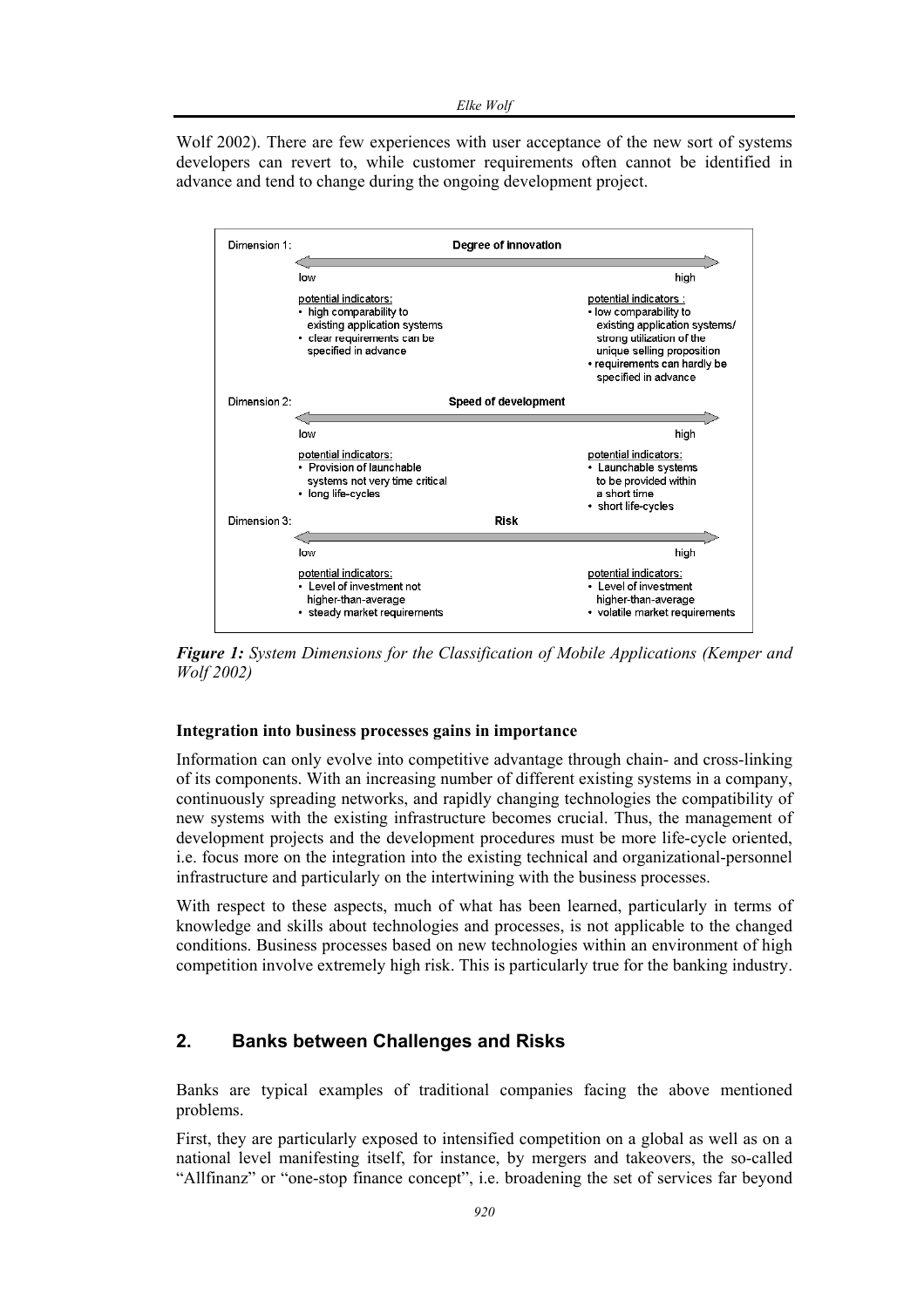Wolf 2002). There are few experiences with user acceptance of the new sort of systems developers can revert to, while customer requirements often cannot be identified in advance and tend to change during the ongoing development project.

Dimension 1: **Degree of innovation**

low

potential indicators:
- high comparability to existing application systems
- clear requirements can be specified in advance

high

potential indicators :
- low comparability to existing application systems/ strong utilization of the unique selling proposition
- requirements can hardly be specified in advance

Dimension 2: **Speed of development**

low

potential indicators:
- Provision of launchable systems not very time critical
- long life-cycles

high

potential indicators:
- Launchable systems to be provided within a short time
- short life-cycles

Dimension 3: **Risk**

low

potential indicators:
- Level of investment not higher-than-average
- steady market requirements

high

potential indicators:
- Level of investment higher-than-average
- volatile market requirements

***Figure 1:*** *System Dimensions for the Classification of Mobile Applications (Kemper and Wolf 2002)*

**Integration into business processes gains in importance**

Information can only evolve into competitive advantage through chain- and cross-linking of its components. With an increasing number of different existing systems in a company, continuously spreading networks, and rapidly changing technologies the compatibility of new systems with the existing infrastructure becomes crucial. Thus, the management of development projects and the development procedures must be more life-cycle oriented, i.e. focus more on the integration into the existing technical and organizational-personnel infrastructure and particularly on the intertwining with the business processes.

With respect to these aspects, much of what has been learned, particularly in terms of knowledge and skills about technologies and processes, is not applicable to the changed conditions. Business processes based on new technologies within an environment of high competition involve extremely high risk. This is particularly true for the banking industry.

## 2. Banks between Challenges and Risks

Banks are typical examples of traditional companies facing the above mentioned problems.

First, they are particularly exposed to intensified competition on a global as well as on a national level manifesting itself, for instance, by mergers and takeovers, the so-called "Allfinanz" or "one-stop finance concept", i.e. broadening the set of services far beyond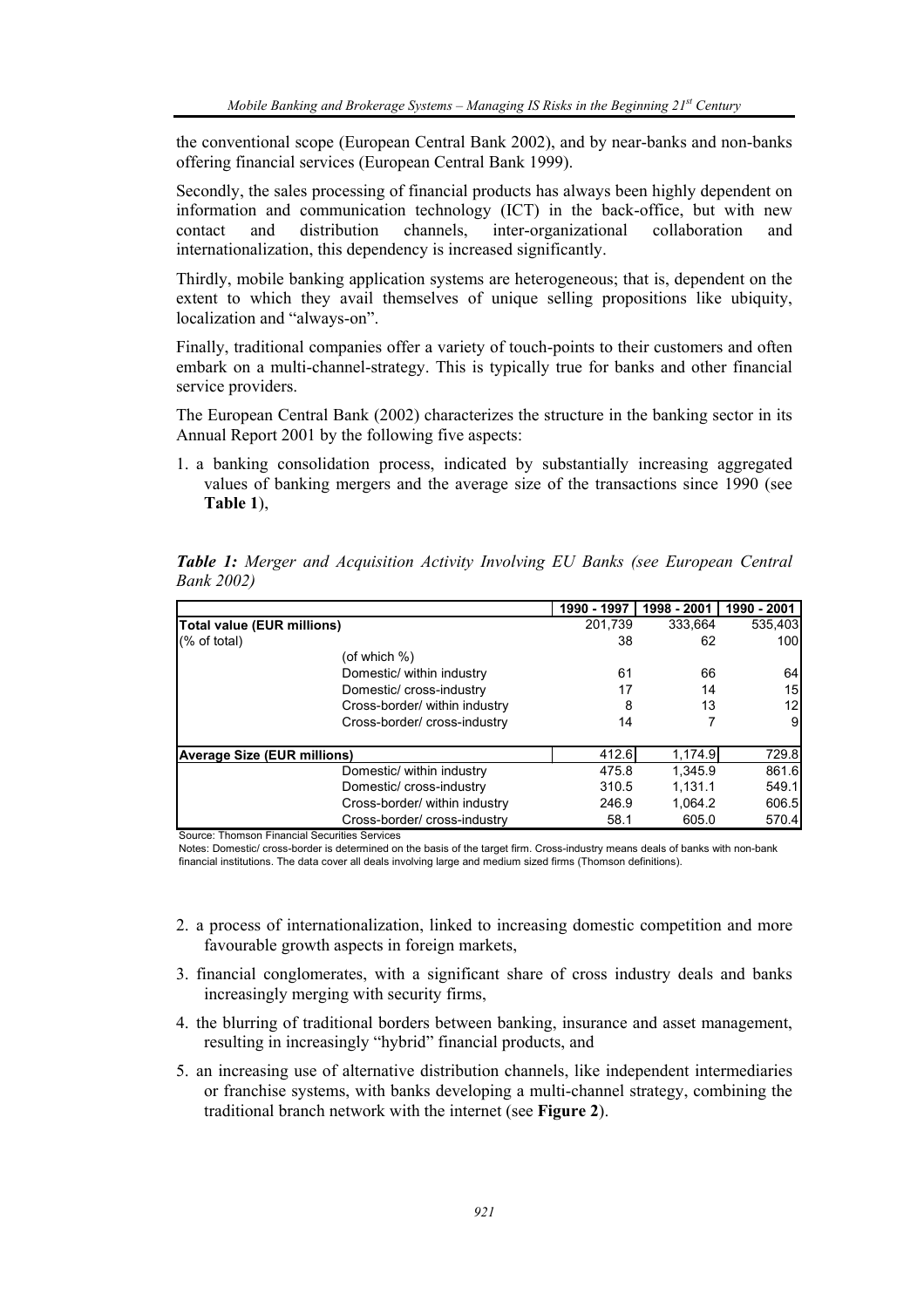the conventional scope (European Central Bank 2002), and by near-banks and non-banks offering financial services (European Central Bank 1999).

Secondly, the sales processing of financial products has always been highly dependent on information and communication technology (ICT) in the back-office, but with new contact and distribution channels, inter-organizational collaboration and internationalization, this dependency is increased significantly.

Thirdly, mobile banking application systems are heterogeneous; that is, dependent on the extent to which they avail themselves of unique selling propositions like ubiquity, localization and "always-on".

Finally, traditional companies offer a variety of touch-points to their customers and often embark on a multi-channel-strategy. This is typically true for banks and other financial service providers.

The European Central Bank (2002) characterizes the structure in the banking sector in its Annual Report 2001 by the following five aspects:

1. a banking consolidation process, indicated by substantially increasing aggregated values of banking mergers and the average size of the transactions since 1990 (see **Table 1**),

***Table 1:*** *Merger and Acquisition Activity Involving EU Banks (see European Central Bank 2002)*

| | | 1990 - 1997 | 1998 - 2001 | 1990 - 2001 |
|---|---|---|---|---|
| **Total value (EUR millions)** | | 201,739 | 333,664 | 535,403 |
| (% of total) | | 38 | 62 | 100 |
| | (of which %) | | | |
| | Domestic/ within industry | 61 | 66 | 64 |
| | Domestic/ cross-industry | 17 | 14 | 15 |
| | Cross-border/ within industry | 8 | 13 | 12 |
| | Cross-border/ cross-industry | 14 | 7 | 9 |
| **Average Size (EUR millions)** | | 412.6 | 1,174.9 | 729.8 |
| | Domestic/ within industry | 475.8 | 1,345.9 | 861.6 |
| | Domestic/ cross-industry | 310.5 | 1,131.1 | 549.1 |
| | Cross-border/ within industry | 246.9 | 1,064.2 | 606.5 |
| | Cross-border/ cross-industry | 58.1 | 605.0 | 570.4 |

Source: Thomson Financial Securities Services

Notes: Domestic/ cross-border is determined on the basis of the target firm. Cross-industry means deals of banks with non-bank financial institutions. The data cover all deals involving large and medium sized firms (Thomson definitions).

2. a process of internationalization, linked to increasing domestic competition and more favourable growth aspects in foreign markets,

3. financial conglomerates, with a significant share of cross industry deals and banks increasingly merging with security firms,

4. the blurring of traditional borders between banking, insurance and asset management, resulting in increasingly "hybrid" financial products, and

5. an increasing use of alternative distribution channels, like independent intermediaries or franchise systems, with banks developing a multi-channel strategy, combining the traditional branch network with the internet (see **Figure 2**).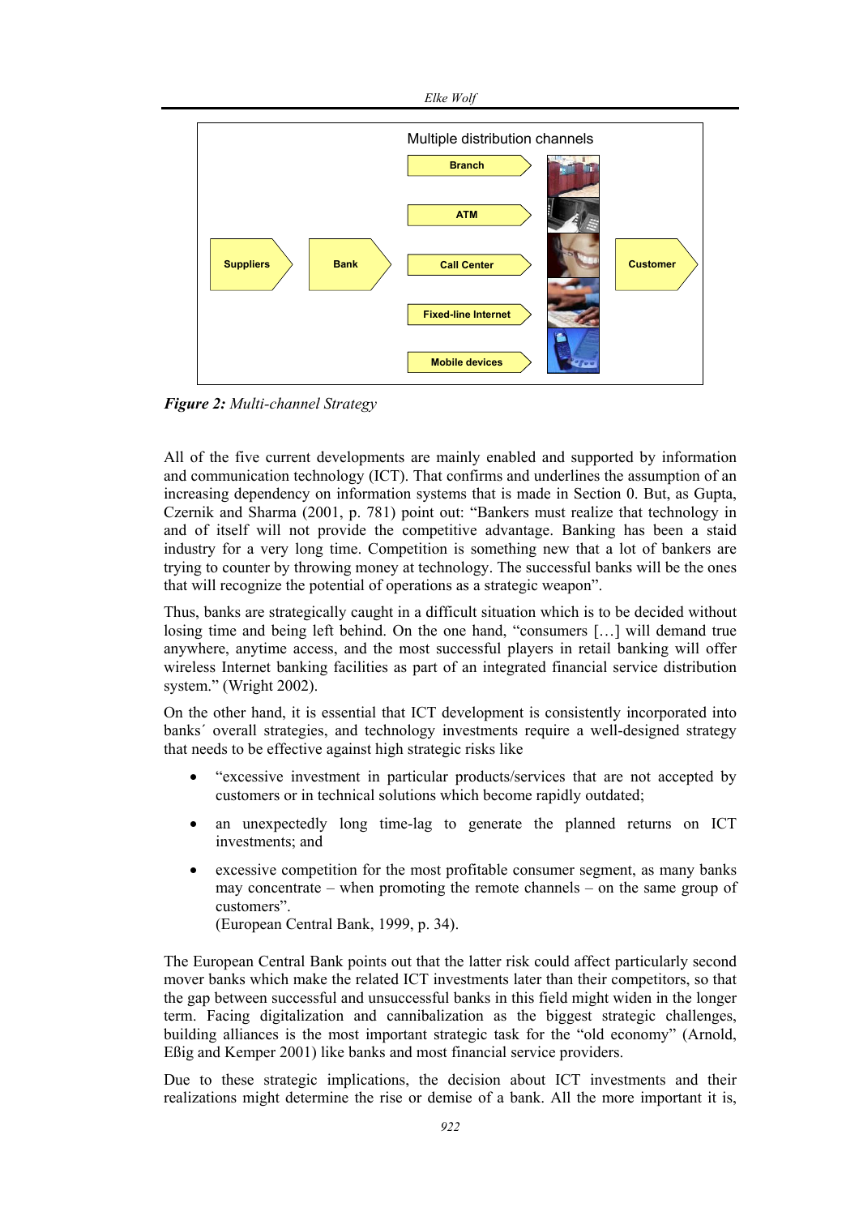Multiple distribution channels

Suppliers

Bank

Branch

ATM

Call Center

Fixed-line Internet

Mobile devices

Customer

***Figure 2:*** *Multi-channel Strategy*

All of the five current developments are mainly enabled and supported by information and communication technology (ICT). That confirms and underlines the assumption of an increasing dependency on information systems that is made in Section 0. But, as Gupta, Czernik and Sharma (2001, p. 781) point out: "Bankers must realize that technology in and of itself will not provide the competitive advantage. Banking has been a staid industry for a very long time. Competition is something new that a lot of bankers are trying to counter by throwing money at technology. The successful banks will be the ones that will recognize the potential of operations as a strategic weapon".

Thus, banks are strategically caught in a difficult situation which is to be decided without losing time and being left behind. On the one hand, "consumers […] will demand true anywhere, anytime access, and the most successful players in retail banking will offer wireless Internet banking facilities as part of an integrated financial service distribution system." (Wright 2002).

On the other hand, it is essential that ICT development is consistently incorporated into banks´ overall strategies, and technology investments require a well-designed strategy that needs to be effective against high strategic risks like

- "excessive investment in particular products/services that are not accepted by customers or in technical solutions which become rapidly outdated;
- an unexpectedly long time-lag to generate the planned returns on ICT investments; and
- excessive competition for the most profitable consumer segment, as many banks may concentrate – when promoting the remote channels – on the same group of customers".
  (European Central Bank, 1999, p. 34).

The European Central Bank points out that the latter risk could affect particularly second mover banks which make the related ICT investments later than their competitors, so that the gap between successful and unsuccessful banks in this field might widen in the longer term. Facing digitalization and cannibalization as the biggest strategic challenges, building alliances is the most important strategic task for the "old economy" (Arnold, Eßig and Kemper 2001) like banks and most financial service providers.

Due to these strategic implications, the decision about ICT investments and their realizations might determine the rise or demise of a bank. All the more important it is,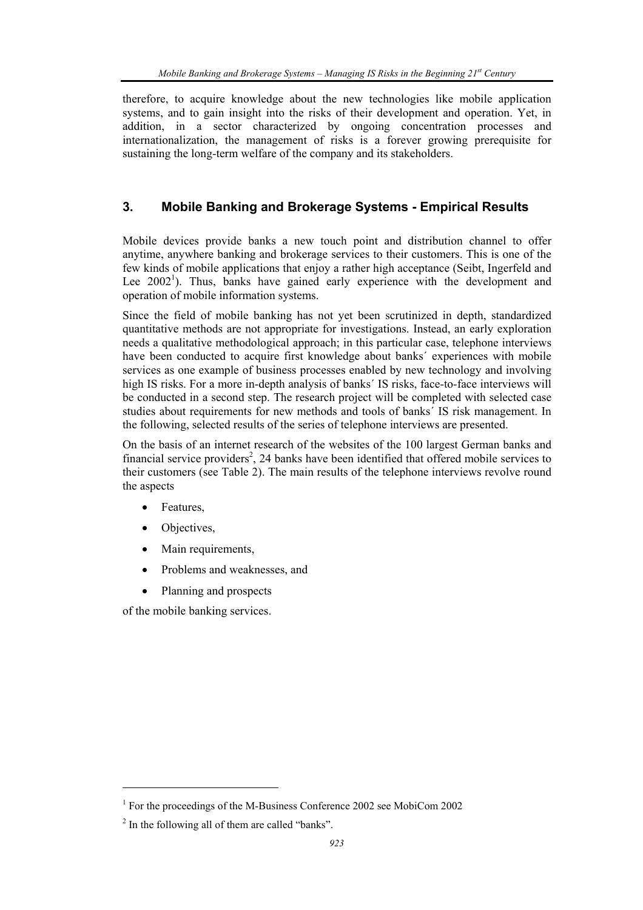therefore, to acquire knowledge about the new technologies like mobile application systems, and to gain insight into the risks of their development and operation. Yet, in addition, in a sector characterized by ongoing concentration processes and internationalization, the management of risks is a forever growing prerequisite for sustaining the long-term welfare of the company and its stakeholders.

## 3. Mobile Banking and Brokerage Systems - Empirical Results

Mobile devices provide banks a new touch point and distribution channel to offer anytime, anywhere banking and brokerage services to their customers. This is one of the few kinds of mobile applications that enjoy a rather high acceptance (Seibt, Ingerfeld and Lee 2002[1]). Thus, banks have gained early experience with the development and operation of mobile information systems.

Since the field of mobile banking has not yet been scrutinized in depth, standardized quantitative methods are not appropriate for investigations. Instead, an early exploration needs a qualitative methodological approach; in this particular case, telephone interviews have been conducted to acquire first knowledge about banks´ experiences with mobile services as one example of business processes enabled by new technology and involving high IS risks. For a more in-depth analysis of banks´ IS risks, face-to-face interviews will be conducted in a second step. The research project will be completed with selected case studies about requirements for new methods and tools of banks´ IS risk management. In the following, selected results of the series of telephone interviews are presented.

On the basis of an internet research of the websites of the 100 largest German banks and financial service providers[2], 24 banks have been identified that offered mobile services to their customers (see Table 2). The main results of the telephone interviews revolve round the aspects

- Features,
- Objectives,
- Main requirements,
- Problems and weaknesses, and
- Planning and prospects

of the mobile banking services.

---

[1] For the proceedings of the M-Business Conference 2002 see MobiCom 2002

[2] In the following all of them are called "banks".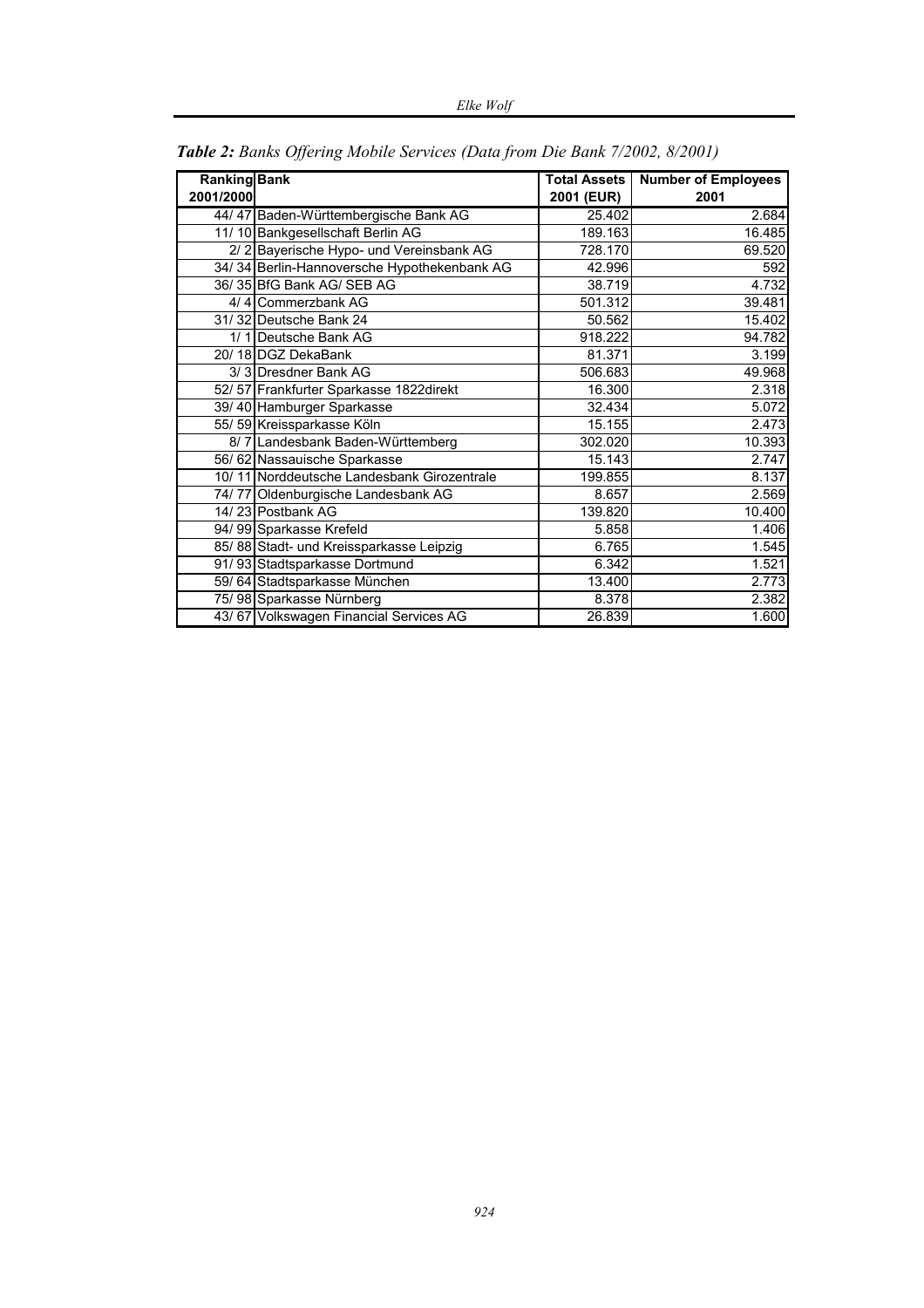***Table 2:** Banks Offering Mobile Services (Data from Die Bank 7/2002, 8/2001)*

| Ranking 2001/2000 | Bank | Total Assets 2001 (EUR) | Number of Employees 2001 |
|---|---|---|---|
| 44/ 47 | Baden-Württembergische Bank AG | 25.402 | 2.684 |
| 11/ 10 | Bankgesellschaft Berlin AG | 189.163 | 16.485 |
| 2/ 2 | Bayerische Hypo- und Vereinsbank AG | 728.170 | 69.520 |
| 34/ 34 | Berlin-Hannoversche Hypothekenbank AG | 42.996 | 592 |
| 36/ 35 | BfG Bank AG/ SEB AG | 38.719 | 4.732 |
| 4/ 4 | Commerzbank AG | 501.312 | 39.481 |
| 31/ 32 | Deutsche Bank 24 | 50.562 | 15.402 |
| 1/ 1 | Deutsche Bank AG | 918.222 | 94.782 |
| 20/ 18 | DGZ DekaBank | 81.371 | 3.199 |
| 3/ 3 | Dresdner Bank AG | 506.683 | 49.968 |
| 52/ 57 | Frankfurter Sparkasse 1822direkt | 16.300 | 2.318 |
| 39/ 40 | Hamburger Sparkasse | 32.434 | 5.072 |
| 55/ 59 | Kreissparkasse Köln | 15.155 | 2.473 |
| 8/ 7 | Landesbank Baden-Württemberg | 302.020 | 10.393 |
| 56/ 62 | Nassauische Sparkasse | 15.143 | 2.747 |
| 10/ 11 | Norddeutsche Landesbank Girozentrale | 199.855 | 8.137 |
| 74/ 77 | Oldenburgische Landesbank AG | 8.657 | 2.569 |
| 14/ 23 | Postbank AG | 139.820 | 10.400 |
| 94/ 99 | Sparkasse Krefeld | 5.858 | 1.406 |
| 85/ 88 | Stadt- und Kreissparkasse Leipzig | 6.765 | 1.545 |
| 91/ 93 | Stadtsparkasse Dortmund | 6.342 | 1.521 |
| 59/ 64 | Stadtsparkasse München | 13.400 | 2.773 |
| 75/ 98 | Sparkasse Nürnberg | 8.378 | 2.382 |
| 43/ 67 | Volkswagen Financial Services AG | 26.839 | 1.600 |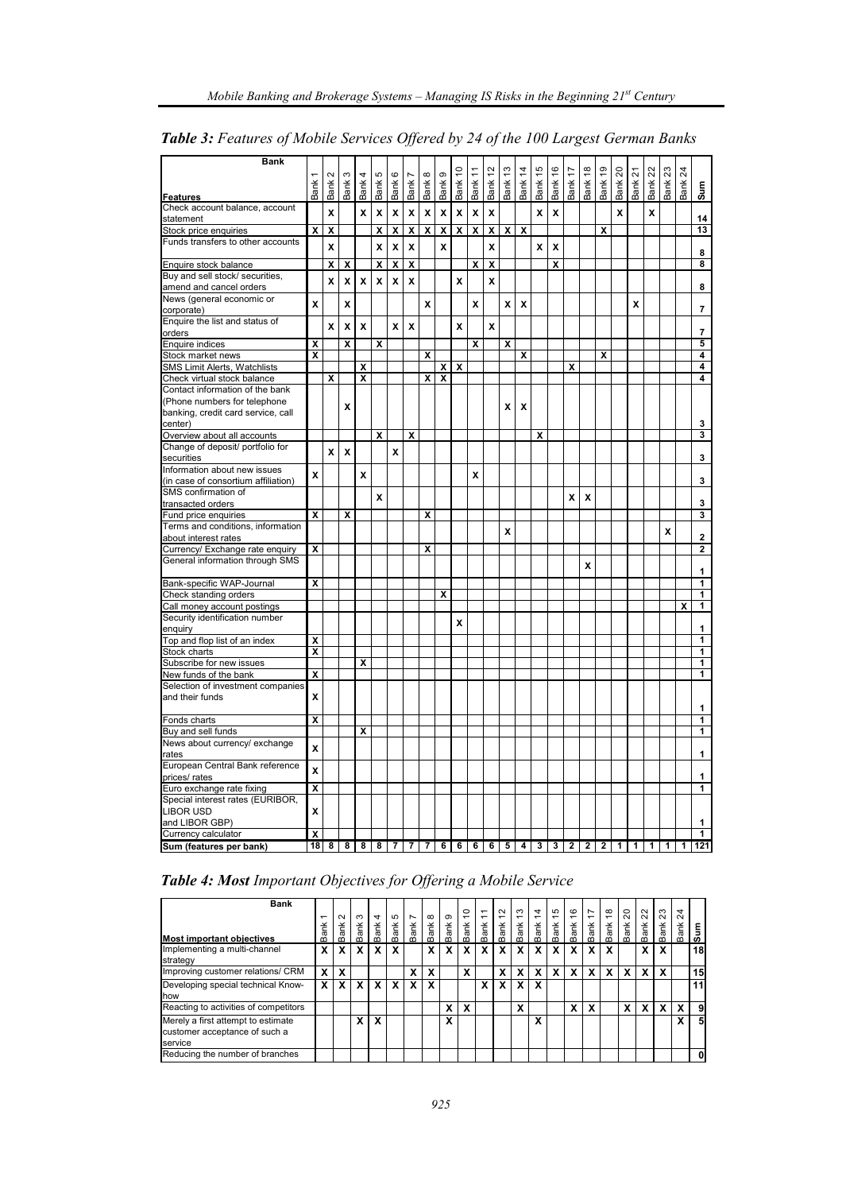*Table 3: Features of Mobile Services Offered by 24 of the 100 Largest German Banks*

| Features | Bank 1 | Bank 2 | Bank 3 | Bank 4 | Bank 5 | Bank 6 | Bank 7 | Bank 8 | Bank 9 | Bank 10 | Bank 11 | Bank 12 | Bank 13 | Bank 14 | Bank 15 | Bank 16 | Bank 17 | Bank 18 | Bank 19 | Bank 20 | Bank 21 | Bank 22 | Bank 23 | Bank 24 | Sum |
|---|---|---|---|---|---|---|---|---|---|---|---|---|---|---|---|---|---|---|---|---|---|---|---|---|---|
| Check account balance, account statement | | x | | x | x | x | x | x | x | x | x | x | | | x | x | | | | x | | x | | | 14 |
| Stock price enquiries | x | x | | | x | x | x | x | x | x | x | x | x | x | | | | | x | | | | | | 13 |
| Funds transfers to other accounts | | x | | | x | x | x | | x | | | x | | | x | x | | | | | | | | | 8 |
| Enquire stock balance | | x | x | | x | x | x | | | | x | x | | | | x | | | | | | | | | 8 |
| Buy and sell stock/ securities, amend and cancel orders | | x | x | x | x | x | x | | | x | | x | | | | | | | | | | | | | 8 |
| News (general economic or corporate) | x | | x | | | | | x | | | x | | x | x | | | | | | | x | | | | 7 |
| Enquire the list and status of orders | | x | x | x | | x | x | | | x | | x | | | | | | | | | | | | | 7 |
| Enquire indices | x | | x | | x | | | | | | x | | x | | | | | | | | | | | | 5 |
| Stock market news | x | | | | | | | x | | | | | | x | | | | | x | | | | | | 4 |
| SMS Limit Alerts, Watchlists | | | | x | | | | | x | x | | | | | | | x | | | | | | | | 4 |
| Check virtual stock balance | | x | | x | | | | x | x | | | | | | | | | | | | | | | | 4 |
| Contact information of the bank (Phone numbers for telephone banking, credit card service, call center) | | | x | | | | | | | | | | x | x | | | | | | | | | | | 3 |
| Overview about all accounts | | | | | x | | x | | | | | | | | x | | | | | | | | | | 3 |
| Change of deposit/ portfolio for securities | | x | x | | | x | | | | | | | | | | | | | | | | | | | 3 |
| Information about new issues (in case of consortium affiliation) | x | | | x | | | | | | | x | | | | | | | | | | | | | | 3 |
| SMS confirmation of transacted orders | | | | | x | | | | | | | | | | | | x | x | | | | | | | 3 |
| Fund price enquiries | x | | x | | | | | x | | | | | | | | | | | | | | | | | 3 |
| Terms and conditions, information about interest rates | | | | | | | | | | | | | x | | | | | | | | | | x | | 2 |
| Currency/ Exchange rate enquiry | x | | | | | | | x | | | | | | | | | | | | | | | | | 2 |
| General information through SMS | | | | | | | | | | | | | | | | | | x | | | | | | | 1 |
| Bank-specific WAP-Journal | x | | | | | | | | | | | | | | | | | | | | | | | | 1 |
| Check standing orders | | | | | | | | | x | | | | | | | | | | | | | | | | 1 |
| Call money account postings | | | | | | | | | | | | | | | | | | | | | | | | x | 1 |
| Security identification number enquiry | | | | | | | | | | x | | | | | | | | | | | | | | | 1 |
| Top and flop list of an index | x | | | | | | | | | | | | | | | | | | | | | | | | 1 |
| Stock charts | x | | | | | | | | | | | | | | | | | | | | | | | | 1 |
| Subscribe for new issues | | | | x | | | | | | | | | | | | | | | | | | | | | 1 |
| New funds of the bank | x | | | | | | | | | | | | | | | | | | | | | | | | 1 |
| Selection of investment companies and their funds | x | | | | | | | | | | | | | | | | | | | | | | | | 1 |
| Fonds charts | x | | | | | | | | | | | | | | | | | | | | | | | | 1 |
| Buy and sell funds | | | | x | | | | | | | | | | | | | | | | | | | | | 1 |
| News about currency/ exchange rates | x | | | | | | | | | | | | | | | | | | | | | | | | 1 |
| European Central Bank reference prices/ rates | x | | | | | | | | | | | | | | | | | | | | | | | | 1 |
| Euro exchange rate fixing | x | | | | | | | | | | | | | | | | | | | | | | | | 1 |
| Special interest rates (EURIBOR, LIBOR USD and LIBOR GBP) | x | | | | | | | | | | | | | | | | | | | | | | | | 1 |
| Currency calculator | x | | | | | | | | | | | | | | | | | | | | | | | | 1 |
| **Sum (features per bank)** | 18 | 8 | 8 | 8 | 8 | 7 | 7 | 7 | 6 | 6 | 6 | 6 | 5 | 4 | 3 | 3 | 2 | 2 | 2 | 1 | 1 | 1 | 1 | 1 | 121 |

***Table 4: Most** Important Objectives for Offering a Mobile Service*

| Most important objectives | Bank 1 | Bank 2 | Bank 3 | Bank 4 | Bank 5 | Bank 7 | Bank 8 | Bank 9 | Bank 10 | Bank 11 | Bank 12 | Bank 13 | Bank 14 | Bank 15 | Bank 16 | Bank 17 | Bank 18 | Bank 20 | Bank 22 | Bank 23 | Bank 24 | Sum |
|---|---|---|---|---|---|---|---|---|---|---|---|---|---|---|---|---|---|---|---|---|---|---|
| Implementing a multi-channel strategy | x | x | x | x | x | | x | x | x | x | x | x | x | x | x | x | x | | x | x | | 18 |
| Improving customer relations/ CRM | x | x | | | | x | x | | x | | x | x | x | x | x | x | x | x | x | x | | 15 |
| Developing special technical Know-how | x | x | x | x | x | x | x | | | x | x | x | x | | | | | | | | | 11 |
| Reacting to activities of competitors | | | | | | | | x | x | | | x | | | x | x | | x | x | x | x | 9 |
| Merely a first attempt to estimate customer acceptance of such a service | | | x | x | | | | x | | | | | x | | | | | | | | x | 5 |
| Reducing the number of branches | | | | | | | | | | | | | | | | | | | | | | 0 |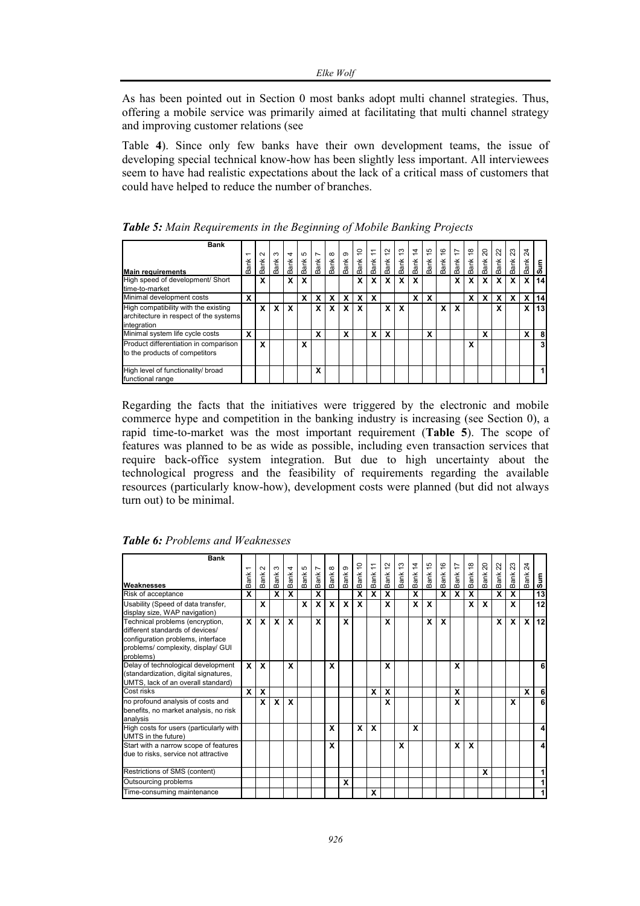As has been pointed out in Section 0 most banks adopt multi channel strategies. Thus, offering a mobile service was primarily aimed at facilitating that multi channel strategy and improving customer relations (see

Table **4**). Since only few banks have their own development teams, the issue of developing special technical know-how has been slightly less important. All interviewees seem to have had realistic expectations about the lack of a critical mass of customers that could have helped to reduce the number of branches.

***Table 5:*** *Main Requirements in the Beginning of Mobile Banking Projects*

| **Main requirements** / **Bank** | Bank 1 | Bank 2 | Bank 3 | Bank 4 | Bank 5 | Bank 7 | Bank 8 | Bank 9 | Bank 10 | Bank 11 | Bank 12 | Bank 13 | Bank 14 | Bank 15 | Bank 16 | Bank 17 | Bank 18 | Bank 20 | Bank 22 | Bank 23 | Bank 24 | Sum |
|---|---|---|---|---|---|---|---|---|---|---|---|---|---|---|---|---|---|---|---|---|---|---|
| High speed of development/ Short time-to-market | | X | | X | X | | | | X | X | X | X | X | | | X | X | X | X | X | X | 14 |
| Minimal development costs | X | | | | X | X | X | X | X | X | | | X | X | | | X | X | X | X | X | 14 |
| High compatibility with the existing architecture in respect of the systems integration | | X | X | X | | X | X | X | X | | X | X | | | X | X | | | X | | X | 13 |
| Minimal system life cycle costs | X | | | | | X | | X | | X | X | | | X | | | | X | | | X | 8 |
| Product differentiation in comparison to the products of competitors | | X | | | X | | | | | | | | | | | | X | | | | | 3 |
| High level of functionality/ broad functional range | | | | | | X | | | | | | | | | | | | | | | | 1 |

Regarding the facts that the initiatives were triggered by the electronic and mobile commerce hype and competition in the banking industry is increasing (see Section 0), a rapid time-to-market was the most important requirement (**Table 5**). The scope of features was planned to be as wide as possible, including even transaction services that require back-office system integration. But due to high uncertainty about the technological progress and the feasibility of requirements regarding the available resources (particularly know-how), development costs were planned (but did not always turn out) to be minimal.

***Table 6:*** *Problems and Weaknesses*

| **Weaknesses** / **Bank** | Bank 1 | Bank 2 | Bank 3 | Bank 4 | Bank 5 | Bank 7 | Bank 8 | Bank 9 | Bank 10 | Bank 11 | Bank 12 | Bank 13 | Bank 14 | Bank 15 | Bank 16 | Bank 17 | Bank 18 | Bank 20 | Bank 22 | Bank 23 | Bank 24 | Sum |
|---|---|---|---|---|---|---|---|---|---|---|---|---|---|---|---|---|---|---|---|---|---|---|
| Risk of acceptance | X | | X | X | | X | | | X | X | X | | X | | X | X | X | | X | X | | 13 |
| Usability (Speed of data transfer, display size, WAP navigation) | | X | | | X | X | X | X | X | | X | | X | X | | | X | X | | X | | 12 |
| Technical problems (encryption, different standards of devices/ configuration problems, interface problems/ complexity, display/ GUI problems) | X | X | X | X | | X | | X | | | X | | | X | X | | | | X | X | X | 12 |
| Delay of technological development (standardization, digital signatures, UMTS, lack of an overall standard) | X | X | | X | | | X | | | | X | | | | | X | | | | | | 6 |
| Cost risks | X | X | | | | | | | | X | X | | | | | X | | | | | X | 6 |
| no profound analysis of costs and benefits, no market analysis, no risk analysis | | X | X | X | | | | | | | X | | | | | X | | | | X | | 6 |
| High costs for users (particularly with UMTS in the future) | | | | | | | X | | X | X | | | X | | | | | | | | | 4 |
| Start with a narrow scope of features due to risks, service not attractive | | | | | | | X | | | | | X | | | | X | X | | | | | 4 |
| Restrictions of SMS (content) | | | | | | | | | | | | | | | | | | X | | | | 1 |
| Outsourcing problems | | | | | | | | X | | | | | | | | | | | | | | 1 |
| Time-consuming maintenance | | | | | | | | | | X | | | | | | | | | | | | 1 |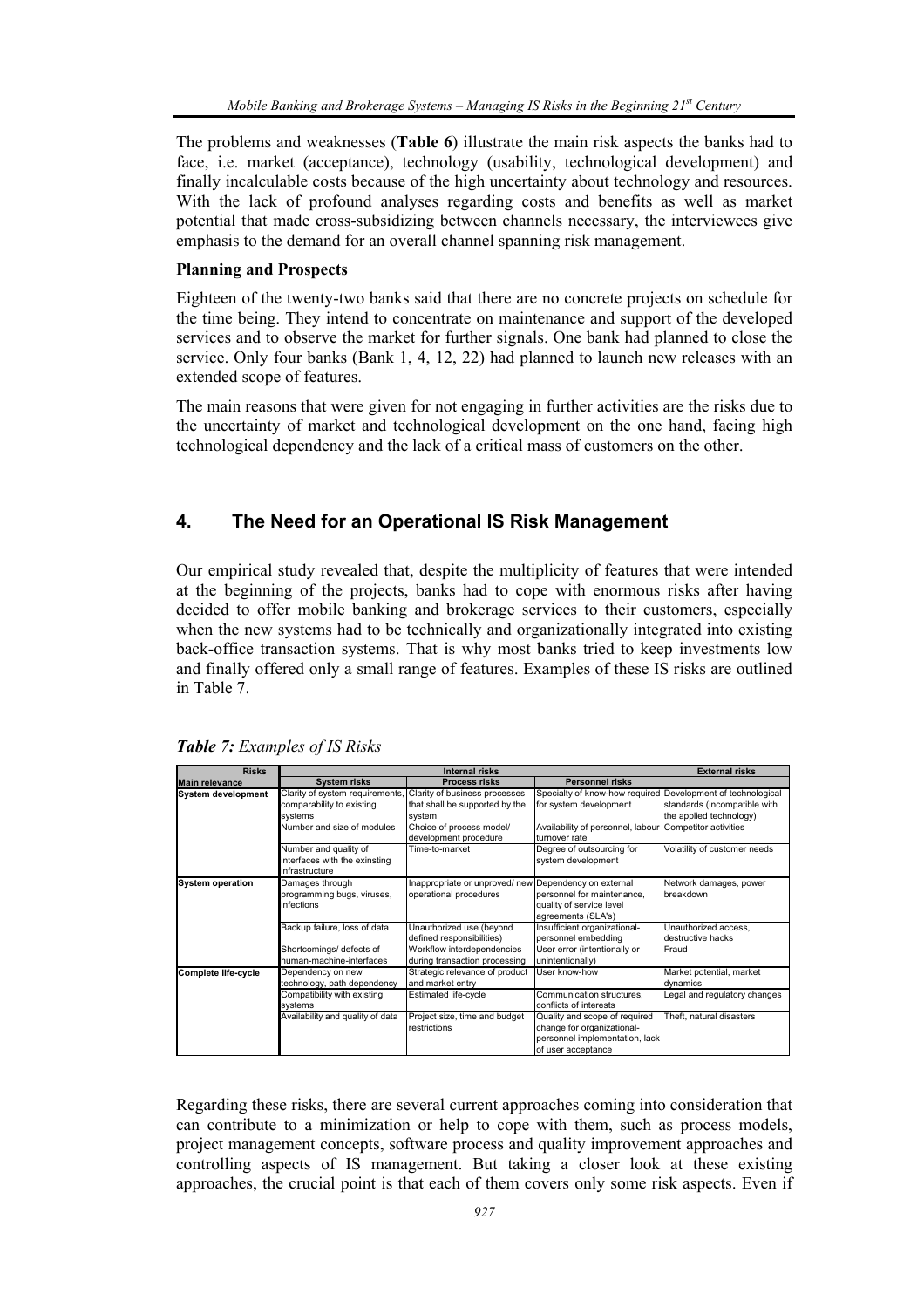The problems and weaknesses (**Table 6**) illustrate the main risk aspects the banks had to face, i.e. market (acceptance), technology (usability, technological development) and finally incalculable costs because of the high uncertainty about technology and resources. With the lack of profound analyses regarding costs and benefits as well as market potential that made cross-subsidizing between channels necessary, the interviewees give emphasis to the demand for an overall channel spanning risk management.

**Planning and Prospects**

Eighteen of the twenty-two banks said that there are no concrete projects on schedule for the time being. They intend to concentrate on maintenance and support of the developed services and to observe the market for further signals. One bank had planned to close the service. Only four banks (Bank 1, 4, 12, 22) had planned to launch new releases with an extended scope of features.

The main reasons that were given for not engaging in further activities are the risks due to the uncertainty of market and technological development on the one hand, facing high technological dependency and the lack of a critical mass of customers on the other.

## 4. The Need for an Operational IS Risk Management

Our empirical study revealed that, despite the multiplicity of features that were intended at the beginning of the projects, banks had to cope with enormous risks after having decided to offer mobile banking and brokerage services to their customers, especially when the new systems had to be technically and organizationally integrated into existing back-office transaction systems. That is why most banks tried to keep investments low and finally offered only a small range of features. Examples of these IS risks are outlined in Table 7.

***Table 7:*** *Examples of IS Risks*

| Risks | Internal risks | | | External risks |
|---|---|---|---|---|
| Main relevance | System risks | Process risks | Personnel risks | |
| System development | Clarity of system requirements, comparability to existing systems | Clarity of business processes that shall be supported by the system | Specialty of know-how required for system development | Development of technological standards (incompatible with the applied technology) |
| | Number and size of modules | Choice of process model/ development procedure | Availability of personnel, labour turnover rate | Competitor activities |
| | Number and quality of interfaces with the exinsting infrastructure | Time-to-market | Degree of outsourcing for system development | Volatility of customer needs |
| System operation | Damages through programming bugs, viruses, infections | Inappropriate or unproved/ new operational procedures | Dependency on external personnel for maintenance, quality of service level agreements (SLA's) | Network damages, power breakdown |
| | Backup failure, loss of data | Unauthorized use (beyond defined responsibilities) | Insufficient organizational-personnel embedding | Unauthorized access, destructive hacks |
| | Shortcomings/ defects of human-machine-interfaces | Workflow interdependencies during transaction processing | User error (intentionally or unintentionally) | Fraud |
| Complete life-cycle | Dependency on new technology, path dependency | Strategic relevance of product and market entry | User know-how | Market potential, market dynamics |
| | Compatibility with existing systems | Estimated life-cycle | Communication structures, conflicts of interests | Legal and regulatory changes |
| | Availability and quality of data | Project size, time and budget restrictions | Quality and scope of required change for organizational-personnel implementation, lack of user acceptance | Theft, natural disasters |

Regarding these risks, there are several current approaches coming into consideration that can contribute to a minimization or help to cope with them, such as process models, project management concepts, software process and quality improvement approaches and controlling aspects of IS management. But taking a closer look at these existing approaches, the crucial point is that each of them covers only some risk aspects. Even if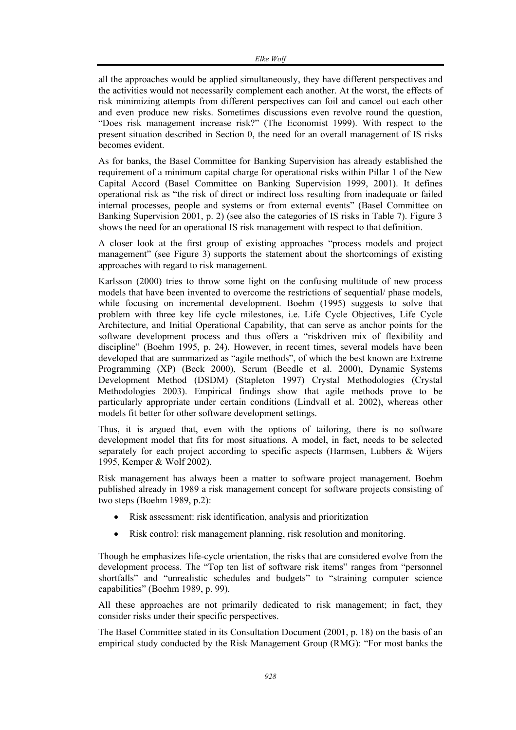all the approaches would be applied simultaneously, they have different perspectives and the activities would not necessarily complement each another. At the worst, the effects of risk minimizing attempts from different perspectives can foil and cancel out each other and even produce new risks. Sometimes discussions even revolve round the question, "Does risk management increase risk?" (The Economist 1999). With respect to the present situation described in Section 0, the need for an overall management of IS risks becomes evident.

As for banks, the Basel Committee for Banking Supervision has already established the requirement of a minimum capital charge for operational risks within Pillar 1 of the New Capital Accord (Basel Committee on Banking Supervision 1999, 2001). It defines operational risk as "the risk of direct or indirect loss resulting from inadequate or failed internal processes, people and systems or from external events" (Basel Committee on Banking Supervision 2001, p. 2) (see also the categories of IS risks in Table 7). Figure 3 shows the need for an operational IS risk management with respect to that definition.

A closer look at the first group of existing approaches "process models and project management" (see Figure 3) supports the statement about the shortcomings of existing approaches with regard to risk management.

Karlsson (2000) tries to throw some light on the confusing multitude of new process models that have been invented to overcome the restrictions of sequential/ phase models, while focusing on incremental development. Boehm (1995) suggests to solve that problem with three key life cycle milestones, i.e. Life Cycle Objectives, Life Cycle Architecture, and Initial Operational Capability, that can serve as anchor points for the software development process and thus offers a "riskdriven mix of flexibility and discipline" (Boehm 1995, p. 24). However, in recent times, several models have been developed that are summarized as "agile methods", of which the best known are Extreme Programming (XP) (Beck 2000), Scrum (Beedle et al. 2000), Dynamic Systems Development Method (DSDM) (Stapleton 1997) Crystal Methodologies (Crystal Methodologies 2003). Empirical findings show that agile methods prove to be particularly appropriate under certain conditions (Lindvall et al. 2002), whereas other models fit better for other software development settings.

Thus, it is argued that, even with the options of tailoring, there is no software development model that fits for most situations. A model, in fact, needs to be selected separately for each project according to specific aspects (Harmsen, Lubbers & Wijers 1995, Kemper & Wolf 2002).

Risk management has always been a matter to software project management. Boehm published already in 1989 a risk management concept for software projects consisting of two steps (Boehm 1989, p.2):

- Risk assessment: risk identification, analysis and prioritization
- Risk control: risk management planning, risk resolution and monitoring.

Though he emphasizes life-cycle orientation, the risks that are considered evolve from the development process. The "Top ten list of software risk items" ranges from "personnel shortfalls" and "unrealistic schedules and budgets" to "straining computer science capabilities" (Boehm 1989, p. 99).

All these approaches are not primarily dedicated to risk management; in fact, they consider risks under their specific perspectives.

The Basel Committee stated in its Consultation Document (2001, p. 18) on the basis of an empirical study conducted by the Risk Management Group (RMG): "For most banks the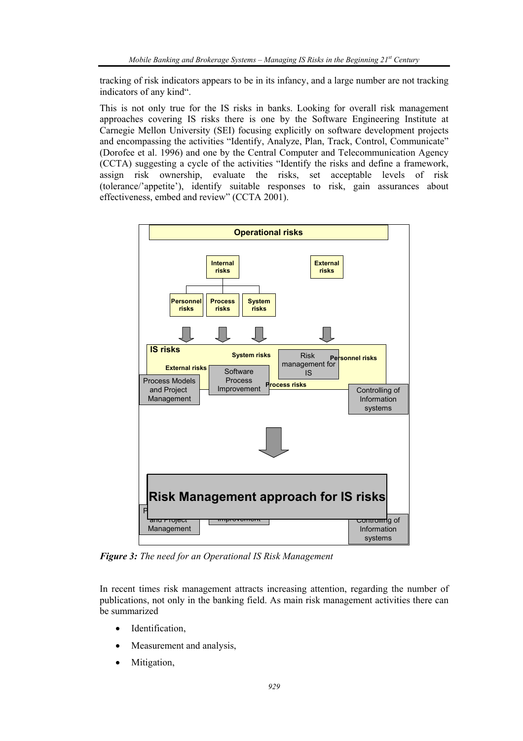tracking of risk indicators appears to be in its infancy, and a large number are not tracking indicators of any kind".

This is not only true for the IS risks in banks. Looking for overall risk management approaches covering IS risks there is one by the Software Engineering Institute at Carnegie Mellon University (SEI) focusing explicitly on software development projects and encompassing the activities "Identify, Analyze, Plan, Track, Control, Communicate" (Dorofee et al. 1996) and one by the Central Computer and Telecommunication Agency (CCTA) suggesting a cycle of the activities "Identify the risks and define a framework, assign risk ownership, evaluate the risks, set acceptable levels of risk (tolerance/'appetite'), identify suitable responses to risk, gain assurances about effectiveness, embed and review" (CCTA 2001).

Operational risks

Internal risks

External risks

Personnel risks

Process risks

System risks

IS risks

System risks

Risk management for IS

Personnel risks

External risks

Software Process Improvement

Process Models and Project Management

Process risks

Controlling of Information systems

Risk Management approach for IS risks

Process Models and Project Management

Software Process Improvement

Controlling of Information systems

***Figure 3:*** *The need for an Operational IS Risk Management*

In recent times risk management attracts increasing attention, regarding the number of publications, not only in the banking field. As main risk management activities there can be summarized

- Identification,
- Measurement and analysis,
- Mitigation,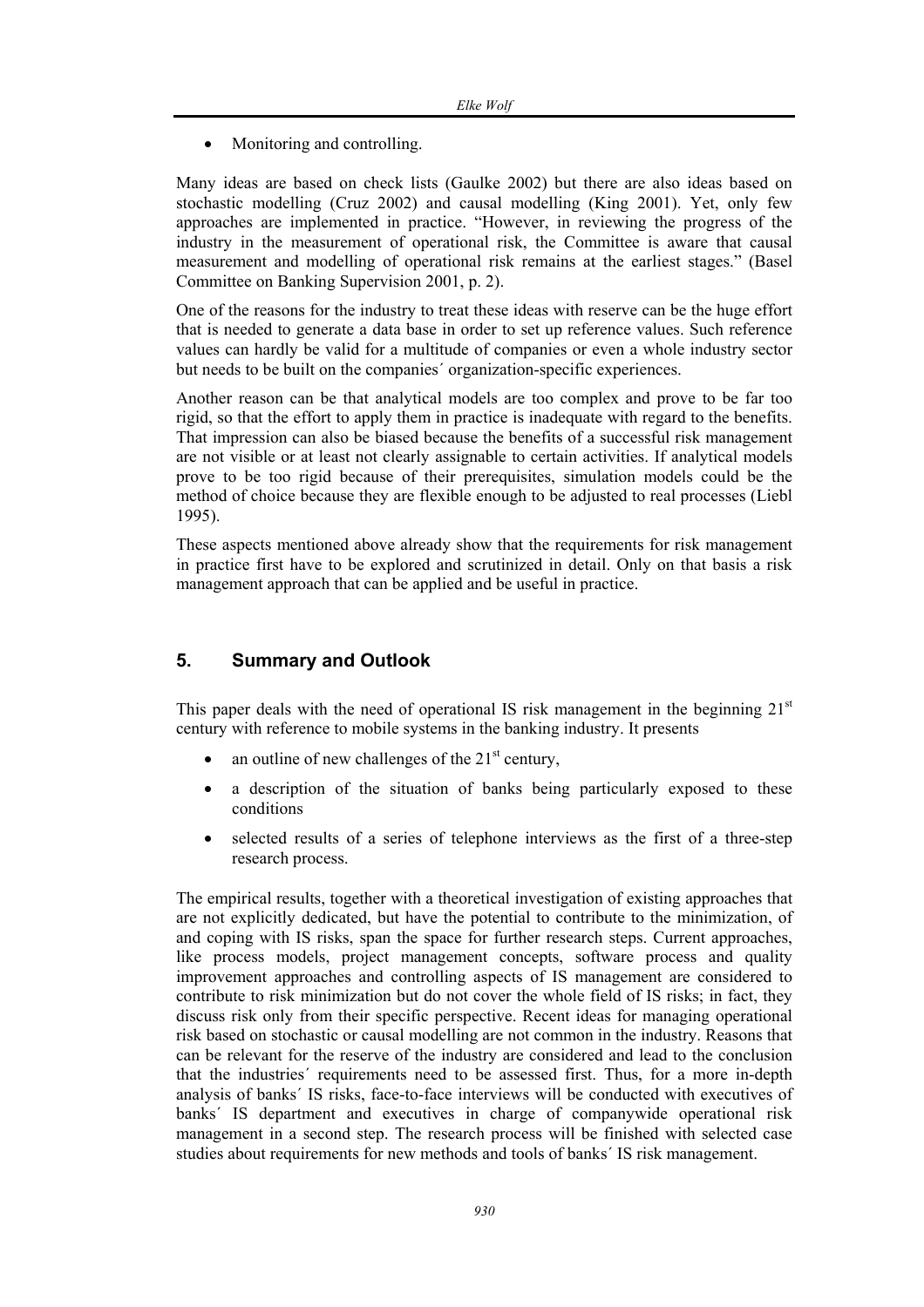- Monitoring and controlling.

Many ideas are based on check lists (Gaulke 2002) but there are also ideas based on stochastic modelling (Cruz 2002) and causal modelling (King 2001). Yet, only few approaches are implemented in practice. "However, in reviewing the progress of the industry in the measurement of operational risk, the Committee is aware that causal measurement and modelling of operational risk remains at the earliest stages." (Basel Committee on Banking Supervision 2001, p. 2).

One of the reasons for the industry to treat these ideas with reserve can be the huge effort that is needed to generate a data base in order to set up reference values. Such reference values can hardly be valid for a multitude of companies or even a whole industry sector but needs to be built on the companies´ organization-specific experiences.

Another reason can be that analytical models are too complex and prove to be far too rigid, so that the effort to apply them in practice is inadequate with regard to the benefits. That impression can also be biased because the benefits of a successful risk management are not visible or at least not clearly assignable to certain activities. If analytical models prove to be too rigid because of their prerequisites, simulation models could be the method of choice because they are flexible enough to be adjusted to real processes (Liebl 1995).

These aspects mentioned above already show that the requirements for risk management in practice first have to be explored and scrutinized in detail. Only on that basis a risk management approach that can be applied and be useful in practice.

## 5. Summary and Outlook

This paper deals with the need of operational IS risk management in the beginning 21st century with reference to mobile systems in the banking industry. It presents

- an outline of new challenges of the 21st century,
- a description of the situation of banks being particularly exposed to these conditions
- selected results of a series of telephone interviews as the first of a three-step research process.

The empirical results, together with a theoretical investigation of existing approaches that are not explicitly dedicated, but have the potential to contribute to the minimization, of and coping with IS risks, span the space for further research steps. Current approaches, like process models, project management concepts, software process and quality improvement approaches and controlling aspects of IS management are considered to contribute to risk minimization but do not cover the whole field of IS risks; in fact, they discuss risk only from their specific perspective. Recent ideas for managing operational risk based on stochastic or causal modelling are not common in the industry. Reasons that can be relevant for the reserve of the industry are considered and lead to the conclusion that the industries´ requirements need to be assessed first. Thus, for a more in-depth analysis of banks´ IS risks, face-to-face interviews will be conducted with executives of banks´ IS department and executives in charge of companywide operational risk management in a second step. The research process will be finished with selected case studies about requirements for new methods and tools of banks´ IS risk management.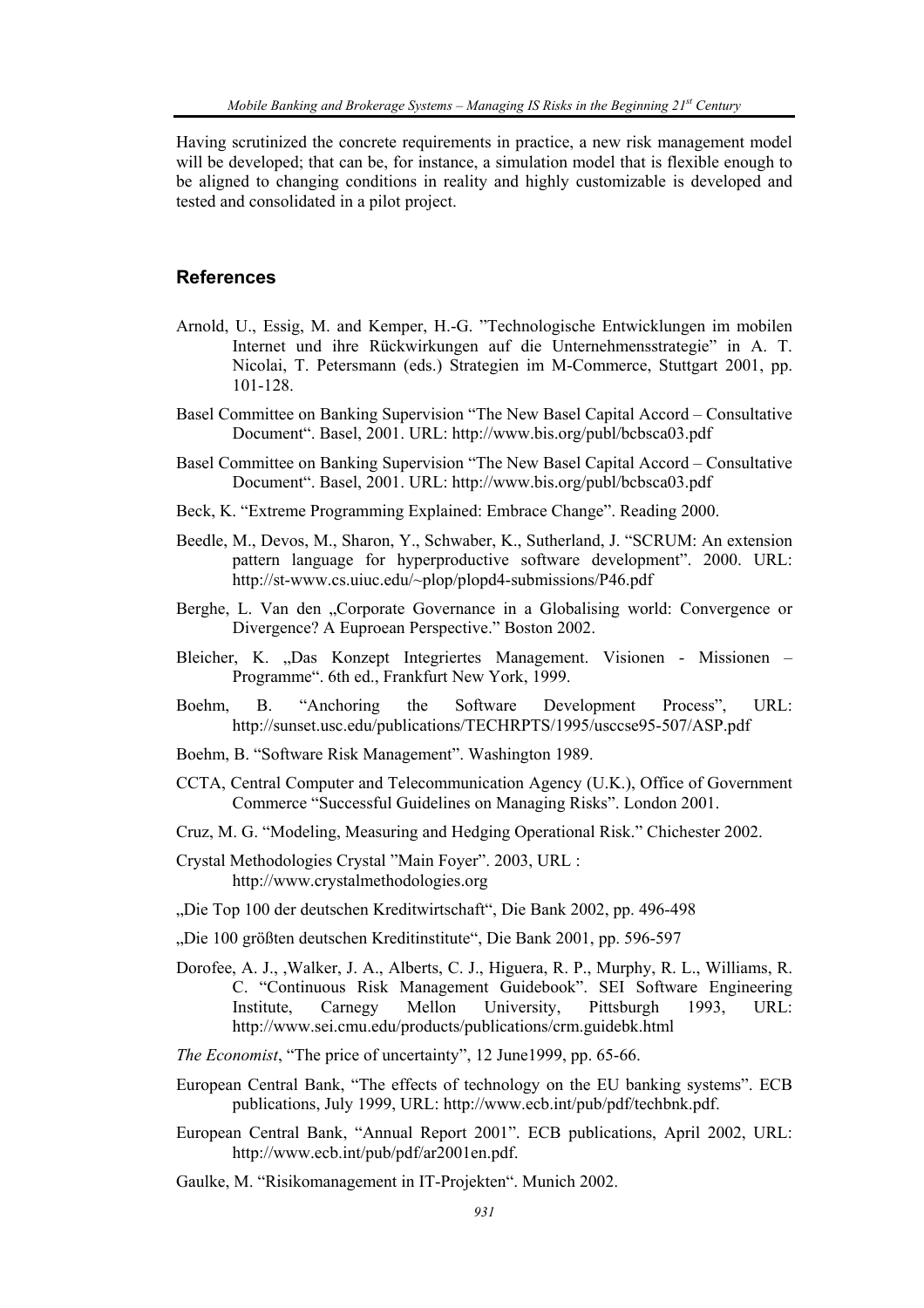Having scrutinized the concrete requirements in practice, a new risk management model will be developed; that can be, for instance, a simulation model that is flexible enough to be aligned to changing conditions in reality and highly customizable is developed and tested and consolidated in a pilot project.

## References

Arnold, U., Essig, M. and Kemper, H.-G. "Technologische Entwicklungen im mobilen Internet und ihre Rückwirkungen auf die Unternehmensstrategie" in A. T. Nicolai, T. Petersmann (eds.) Strategien im M-Commerce, Stuttgart 2001, pp. 101-128.

Basel Committee on Banking Supervision "The New Basel Capital Accord – Consultative Document". Basel, 2001. URL: http://www.bis.org/publ/bcbsca03.pdf

Basel Committee on Banking Supervision "The New Basel Capital Accord – Consultative Document". Basel, 2001. URL: http://www.bis.org/publ/bcbsca03.pdf

Beck, K. "Extreme Programming Explained: Embrace Change". Reading 2000.

Beedle, M., Devos, M., Sharon, Y., Schwaber, K., Sutherland, J. "SCRUM: An extension pattern language for hyperproductive software development". 2000. URL: http://st-www.cs.uiuc.edu/~plop/plopd4-submissions/P46.pdf

Berghe, L. Van den „Corporate Governance in a Globalising world: Convergence or Divergence? A Euproean Perspective." Boston 2002.

Bleicher, K. „Das Konzept Integriertes Management. Visionen - Missionen – Programme". 6th ed., Frankfurt New York, 1999.

Boehm, B. "Anchoring the Software Development Process", URL: http://sunset.usc.edu/publications/TECHRPTS/1995/usccse95-507/ASP.pdf

Boehm, B. "Software Risk Management". Washington 1989.

CCTA, Central Computer and Telecommunication Agency (U.K.), Office of Government Commerce "Successful Guidelines on Managing Risks". London 2001.

Cruz, M. G. "Modeling, Measuring and Hedging Operational Risk." Chichester 2002.

Crystal Methodologies Crystal "Main Foyer". 2003, URL : http://www.crystalmethodologies.org

„Die Top 100 der deutschen Kreditwirtschaft", Die Bank 2002, pp. 496-498

„Die 100 größten deutschen Kreditinstitute", Die Bank 2001, pp. 596-597

Dorofee, A. J., ,Walker, J. A., Alberts, C. J., Higuera, R. P., Murphy, R. L., Williams, R. C. "Continuous Risk Management Guidebook". SEI Software Engineering Institute, Carnegy Mellon University, Pittsburgh 1993, URL: http://www.sei.cmu.edu/products/publications/crm.guidebk.html

*The Economist*, "The price of uncertainty", 12 June1999, pp. 65-66.

European Central Bank, "The effects of technology on the EU banking systems". ECB publications, July 1999, URL: http://www.ecb.int/pub/pdf/techbnk.pdf.

European Central Bank, "Annual Report 2001". ECB publications, April 2002, URL: http://www.ecb.int/pub/pdf/ar2001en.pdf.

Gaulke, M. "Risikomanagement in IT-Projekten". Munich 2002.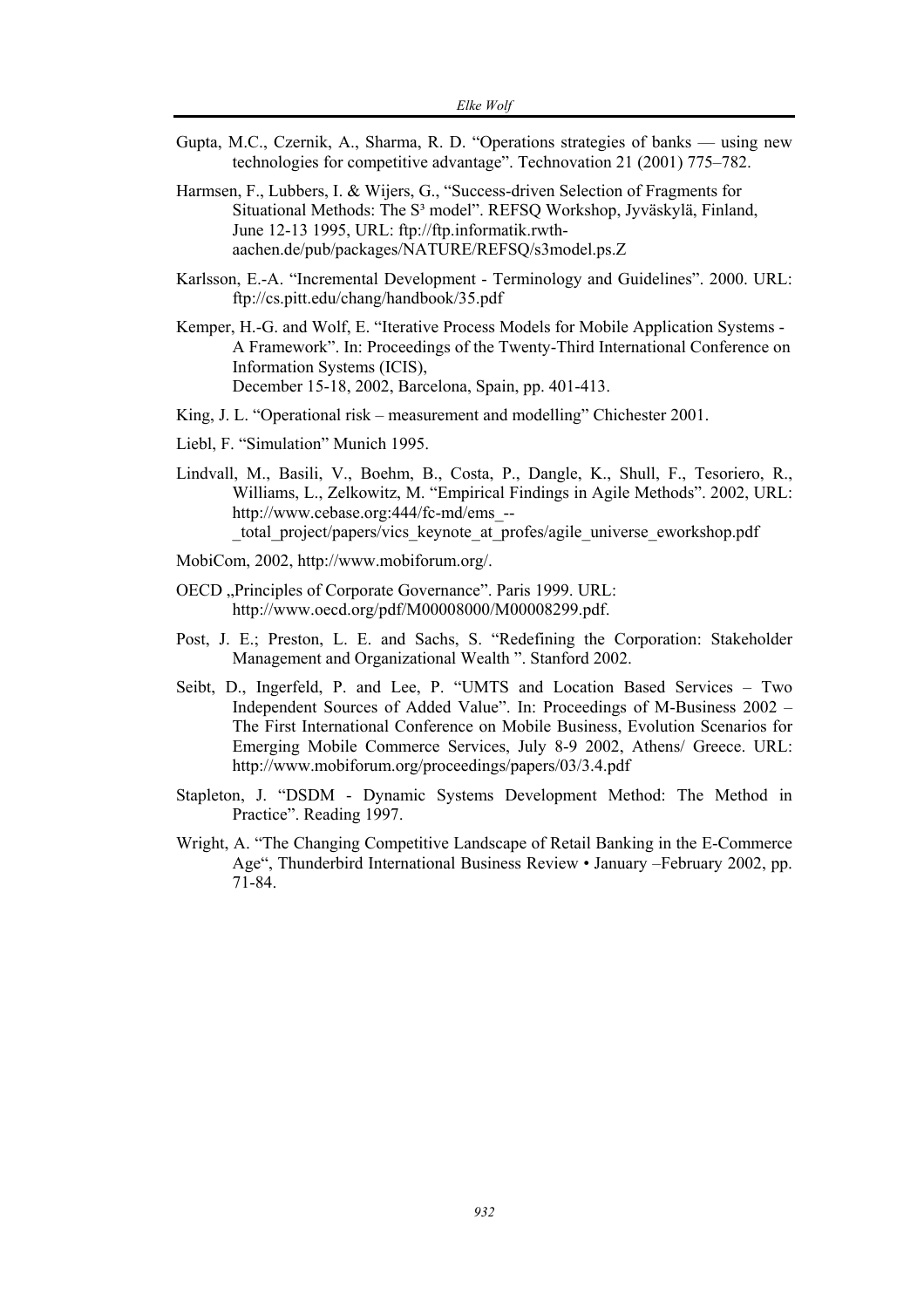Gupta, M.C., Czernik, A., Sharma, R. D. “Operations strategies of banks — using new technologies for competitive advantage”. Technovation 21 (2001) 775–782.

Harmsen, F., Lubbers, I. & Wijers, G., “Success-driven Selection of Fragments for Situational Methods: The S³ model”. REFSQ Workshop, Jyväskylä, Finland, June 12-13 1995, URL: ftp://ftp.informatik.rwth-aachen.de/pub/packages/NATURE/REFSQ/s3model.ps.Z

Karlsson, E.-A. “Incremental Development - Terminology and Guidelines”. 2000. URL: ftp://cs.pitt.edu/chang/handbook/35.pdf

Kemper, H.-G. and Wolf, E. “Iterative Process Models for Mobile Application Systems - A Framework”. In: Proceedings of the Twenty-Third International Conference on Information Systems (ICIS), December 15-18, 2002, Barcelona, Spain, pp. 401-413.

King, J. L. “Operational risk – measurement and modelling” Chichester 2001.

Liebl, F. “Simulation” Munich 1995.

Lindvall, M., Basili, V., Boehm, B., Costa, P., Dangle, K., Shull, F., Tesoriero, R., Williams, L., Zelkowitz, M. “Empirical Findings in Agile Methods”. 2002, URL: http://www.cebase.org:444/fc-md/ems_--_total_project/papers/vics_keynote_at_profes/agile_universe_eworkshop.pdf

MobiCom, 2002, http://www.mobiforum.org/.

OECD „Principles of Corporate Governance”. Paris 1999. URL: http://www.oecd.org/pdf/M00008000/M00008299.pdf.

Post, J. E.; Preston, L. E. and Sachs, S. “Redefining the Corporation: Stakeholder Management and Organizational Wealth ”. Stanford 2002.

Seibt, D., Ingerfeld, P. and Lee, P. “UMTS and Location Based Services – Two Independent Sources of Added Value”. In: Proceedings of M-Business 2002 – The First International Conference on Mobile Business, Evolution Scenarios for Emerging Mobile Commerce Services, July 8-9 2002, Athens/ Greece. URL: http://www.mobiforum.org/proceedings/papers/03/3.4.pdf

Stapleton, J. “DSDM - Dynamic Systems Development Method: The Method in Practice”. Reading 1997.

Wright, A. “The Changing Competitive Landscape of Retail Banking in the E-Commerce Age“, Thunderbird International Business Review • January –February 2002, pp. 71-84.